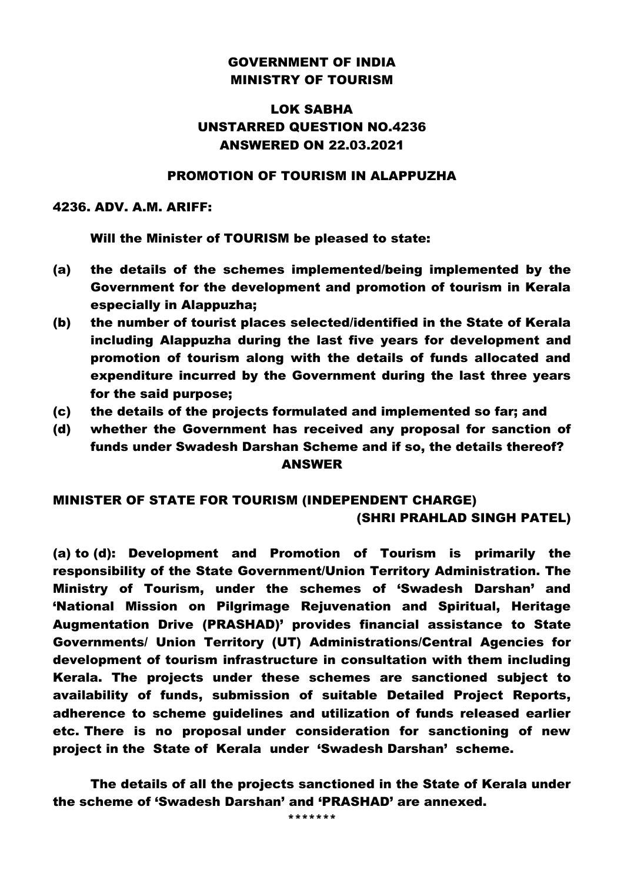# GOVERNMENT OF INDIA
# MINISTRY OF TOURISM

## LOK SABHA
## UNSTARRED QUESTION NO.4236
## ANSWERED ON 22.03.2021

### PROMOTION OF TOURISM IN ALAPPUZHA

**4236. ADV. A.M. ARIFF:**

**Will the Minister of TOURISM be pleased to state:**

- **(a)** **the details of the schemes implemented/being implemented by the Government for the development and promotion of tourism in Kerala especially in Alappuzha;**
- **(b)** **the number of tourist places selected/identified in the State of Kerala including Alappuzha during the last five years for development and promotion of tourism along with the details of funds allocated and expenditure incurred by the Government during the last three years for the said purpose;**
- **(c)** **the details of the projects formulated and implemented so far; and**
- **(d)** **whether the Government has received any proposal for sanction of funds under Swadesh Darshan Scheme and if so, the details thereof?**

**ANSWER**

**MINISTER OF STATE FOR TOURISM (INDEPENDENT CHARGE)**
**(SHRI PRAHLAD SINGH PATEL)**

**(a) to (d): Development and Promotion of Tourism is primarily the responsibility of the State Government/Union Territory Administration. The Ministry of Tourism, under the schemes of 'Swadesh Darshan' and 'National Mission on Pilgrimage Rejuvenation and Spiritual, Heritage Augmentation Drive (PRASHAD)' provides financial assistance to State Governments/ Union Territory (UT) Administrations/Central Agencies for development of tourism infrastructure in consultation with them including Kerala. The projects under these schemes are sanctioned subject to availability of funds, submission of suitable Detailed Project Reports, adherence to scheme guidelines and utilization of funds released earlier etc. There is no proposal under consideration for sanctioning of new project in the State of Kerala under 'Swadesh Darshan' scheme.**

**The details of all the projects sanctioned in the State of Kerala under the scheme of 'Swadesh Darshan' and 'PRASHAD' are annexed.**

*******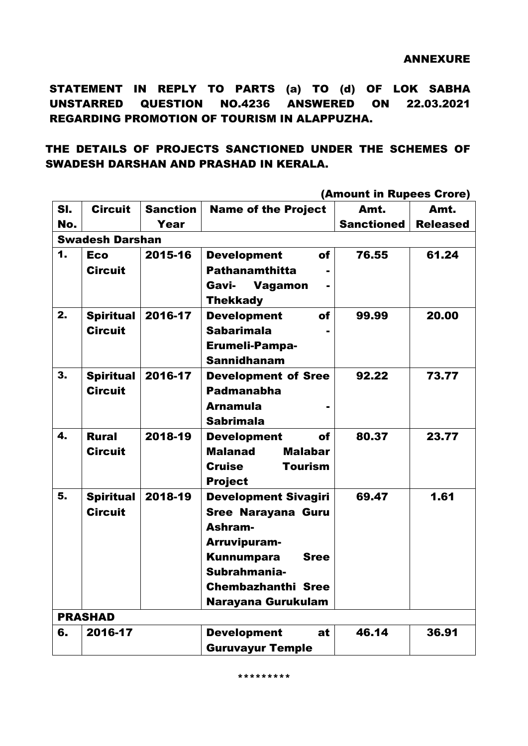**ANNEXURE**

**STATEMENT IN REPLY TO PARTS (a) TO (d) OF LOK SABHA UNSTARRED QUESTION NO.4236 ANSWERED ON 22.03.2021 REGARDING PROMOTION OF TOURISM IN ALAPPUZHA.**

**THE DETAILS OF PROJECTS SANCTIONED UNDER THE SCHEMES OF SWADESH DARSHAN AND PRASHAD IN KERALA.**

**(Amount in Rupees Crore)**

| Sl. No. | Circuit | Sanction Year | Name of the Project | Amt. Sanctioned | Amt. Released |
|---|---|---|---|---|---|
| **Swadesh Darshan** | | | | | |
| 1. | Eco Circuit | 2015-16 | Development of Pathanamthitta - Gavi- Vagamon - Thekkady | 76.55 | 61.24 |
| 2. | Spiritual Circuit | 2016-17 | Development of Sabarimala - Erumeli-Pampa-Sannidhanam | 99.99 | 20.00 |
| 3. | Spiritual Circuit | 2016-17 | Development of Sree Padmanabha Arnamula - Sabrimala | 92.22 | 73.77 |
| 4. | Rural Circuit | 2018-19 | Development of Malanad Malabar Cruise Tourism Project | 80.37 | 23.77 |
| 5. | Spiritual Circuit | 2018-19 | Development Sivagiri Sree Narayana Guru Ashram- Arruvipuram- Kunnumpara Sree Subrahmania- Chembazhanthi Sree Narayana Gurukulam | 69.47 | 1.61 |
| **PRASHAD** | | | | | |
| 6. | 2016-17 | | Development at Guruvayur Temple | 46.14 | 36.91 |

\*\*\*\*\*\*\*\*\*